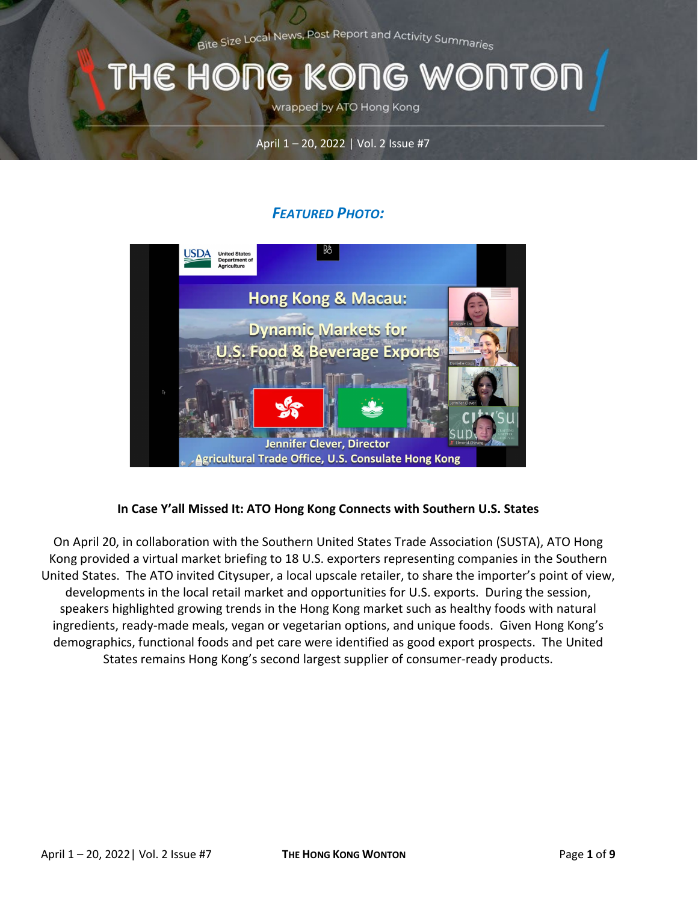Bite Size Local News, Post Report and Activity Summaries

# THE HONG KONG WONTON

wrapped by ATO Hong Kong

April 1 – 20, 2022 | Vol. 2 Issue #7

## *FEATURED PHOTO:*

**In Case Y'all Missed It: ATO Hong Kong Connects with Southern U.S. States**

On April 20, in collaboration with the Southern United States Trade Association (SUSTA), ATO Hong Kong provided a virtual market briefing to 18 U.S. exporters representing companies in the Southern United States. The ATO invited Citysuper, a local upscale retailer, to share the importer's point of view, developments in the local retail market and opportunities for U.S. exports. During the session, speakers highlighted growing trends in the Hong Kong market such as healthy foods with natural ingredients, ready-made meals, vegan or vegetarian options, and unique foods. Given Hong Kong's demographics, functional foods and pet care were identified as good export prospects. The United States remains Hong Kong's second largest supplier of consumer-ready products.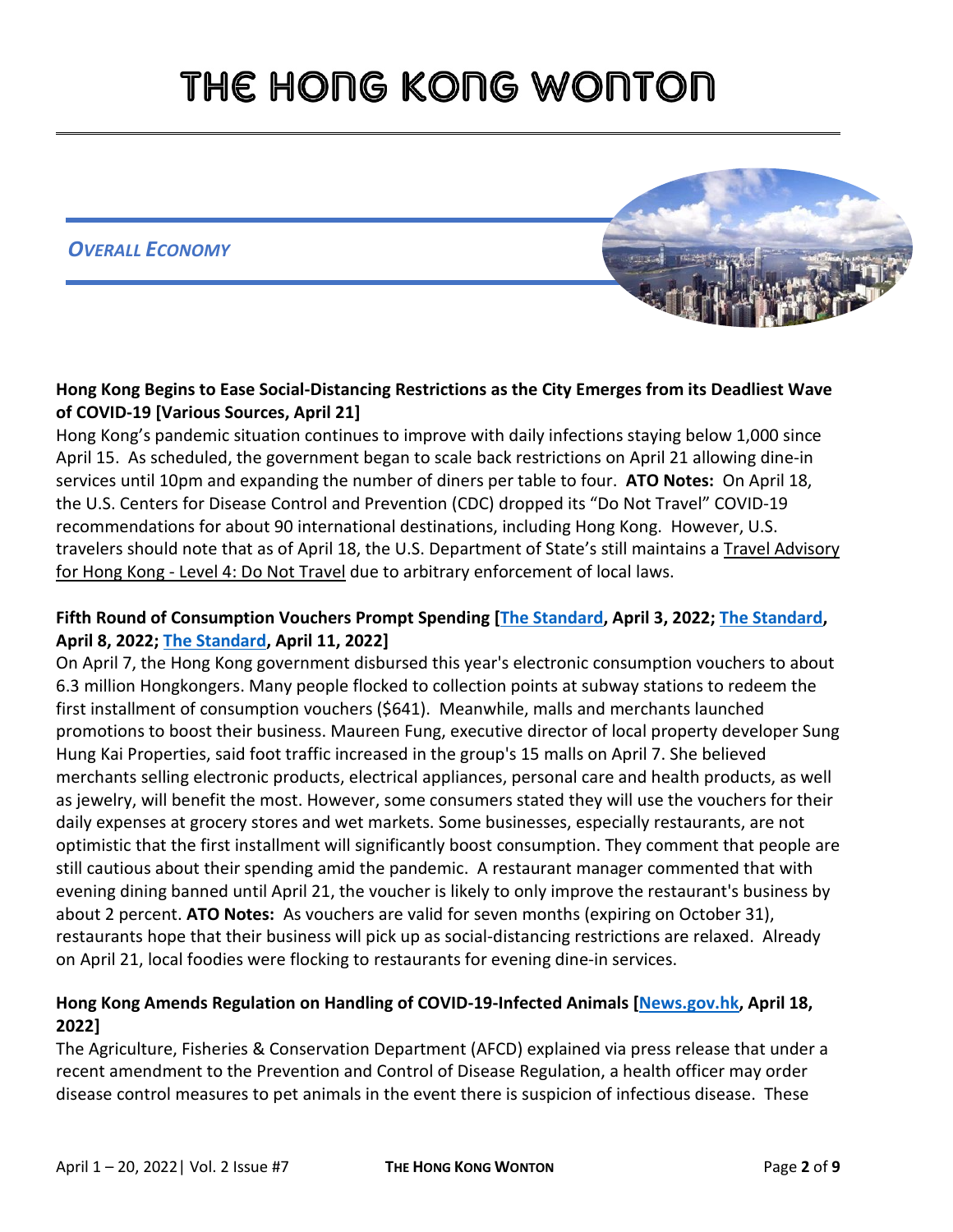# THE HONG KONG WONTON

## *OVERALL ECONOMY*

**Hong Kong Begins to Ease Social-Distancing Restrictions as the City Emerges from its Deadliest Wave of COVID-19 [Various Sources, April 21]**
Hong Kong's pandemic situation continues to improve with daily infections staying below 1,000 since April 15. As scheduled, the government began to scale back restrictions on April 21 allowing dine-in services until 10pm and expanding the number of diners per table to four. **ATO Notes:** On April 18, the U.S. Centers for Disease Control and Prevention (CDC) dropped its "Do Not Travel" COVID-19 recommendations for about 90 international destinations, including Hong Kong. However, U.S. travelers should note that as of April 18, the U.S. Department of State's still maintains a Travel Advisory for Hong Kong - Level 4: Do Not Travel due to arbitrary enforcement of local laws.

**Fifth Round of Consumption Vouchers Prompt Spending [The Standard, April 3, 2022; The Standard, April 8, 2022; The Standard, April 11, 2022]**
On April 7, the Hong Kong government disbursed this year's electronic consumption vouchers to about 6.3 million Hongkongers. Many people flocked to collection points at subway stations to redeem the first installment of consumption vouchers ($641). Meanwhile, malls and merchants launched promotions to boost their business. Maureen Fung, executive director of local property developer Sung Hung Kai Properties, said foot traffic increased in the group's 15 malls on April 7. She believed merchants selling electronic products, electrical appliances, personal care and health products, as well as jewelry, will benefit the most. However, some consumers stated they will use the vouchers for their daily expenses at grocery stores and wet markets. Some businesses, especially restaurants, are not optimistic that the first installment will significantly boost consumption. They comment that people are still cautious about their spending amid the pandemic. A restaurant manager commented that with evening dining banned until April 21, the voucher is likely to only improve the restaurant's business by about 2 percent. **ATO Notes:** As vouchers are valid for seven months (expiring on October 31), restaurants hope that their business will pick up as social-distancing restrictions are relaxed. Already on April 21, local foodies were flocking to restaurants for evening dine-in services.

**Hong Kong Amends Regulation on Handling of COVID-19-Infected Animals [News.gov.hk, April 18, 2022]**
The Agriculture, Fisheries & Conservation Department (AFCD) explained via press release that under a recent amendment to the Prevention and Control of Disease Regulation, a health officer may order disease control measures to pet animals in the event there is suspicion of infectious disease. These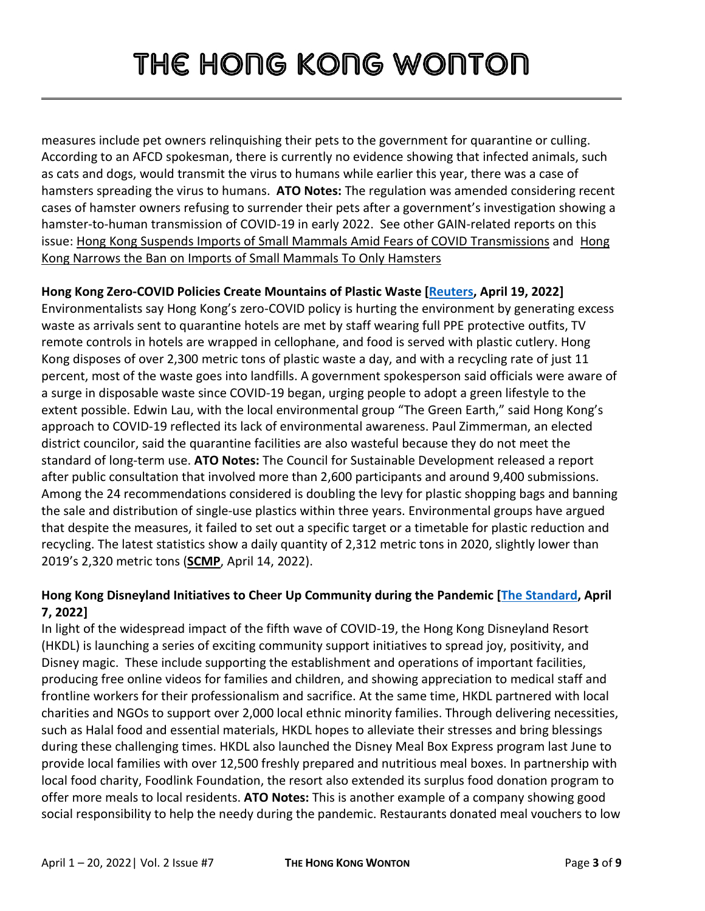measures include pet owners relinquishing their pets to the government for quarantine or culling. According to an AFCD spokesman, there is currently no evidence showing that infected animals, such as cats and dogs, would transmit the virus to humans while earlier this year, there was a case of hamsters spreading the virus to humans. **ATO Notes:** The regulation was amended considering recent cases of hamster owners refusing to surrender their pets after a government's investigation showing a hamster-to-human transmission of COVID-19 in early 2022. See other GAIN-related reports on this issue: Hong Kong Suspends Imports of Small Mammals Amid Fears of COVID Transmissions and Hong Kong Narrows the Ban on Imports of Small Mammals To Only Hamsters

**Hong Kong Zero-COVID Policies Create Mountains of Plastic Waste [Reuters, April 19, 2022]**

Environmentalists say Hong Kong's zero-COVID policy is hurting the environment by generating excess waste as arrivals sent to quarantine hotels are met by staff wearing full PPE protective outfits, TV remote controls in hotels are wrapped in cellophane, and food is served with plastic cutlery. Hong Kong disposes of over 2,300 metric tons of plastic waste a day, and with a recycling rate of just 11 percent, most of the waste goes into landfills. A government spokesperson said officials were aware of a surge in disposable waste since COVID-19 began, urging people to adopt a green lifestyle to the extent possible. Edwin Lau, with the local environmental group "The Green Earth," said Hong Kong's approach to COVID-19 reflected its lack of environmental awareness. Paul Zimmerman, an elected district councilor, said the quarantine facilities are also wasteful because they do not meet the standard of long-term use. **ATO Notes:** The Council for Sustainable Development released a report after public consultation that involved more than 2,600 participants and around 9,400 submissions. Among the 24 recommendations considered is doubling the levy for plastic shopping bags and banning the sale and distribution of single-use plastics within three years. Environmental groups have argued that despite the measures, it failed to set out a specific target or a timetable for plastic reduction and recycling. The latest statistics show a daily quantity of 2,312 metric tons in 2020, slightly lower than 2019's 2,320 metric tons (**SCMP**, April 14, 2022).

**Hong Kong Disneyland Initiatives to Cheer Up Community during the Pandemic [The Standard, April 7, 2022]**

In light of the widespread impact of the fifth wave of COVID-19, the Hong Kong Disneyland Resort (HKDL) is launching a series of exciting community support initiatives to spread joy, positivity, and Disney magic. These include supporting the establishment and operations of important facilities, producing free online videos for families and children, and showing appreciation to medical staff and frontline workers for their professionalism and sacrifice. At the same time, HKDL partnered with local charities and NGOs to support over 2,000 local ethnic minority families. Through delivering necessities, such as Halal food and essential materials, HKDL hopes to alleviate their stresses and bring blessings during these challenging times. HKDL also launched the Disney Meal Box Express program last June to provide local families with over 12,500 freshly prepared and nutritious meal boxes. In partnership with local food charity, Foodlink Foundation, the resort also extended its surplus food donation program to offer more meals to local residents. **ATO Notes:** This is another example of a company showing good social responsibility to help the needy during the pandemic. Restaurants donated meal vouchers to low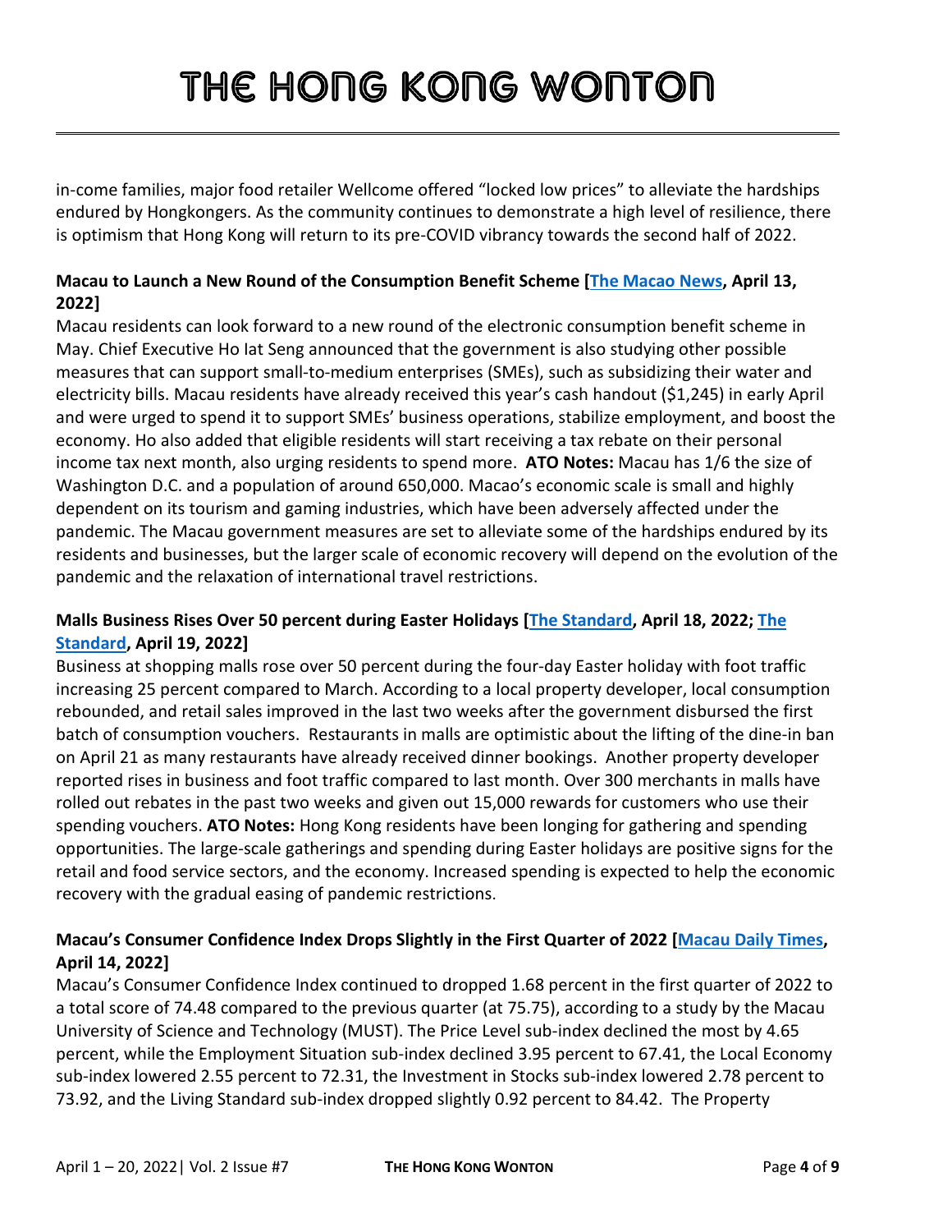in-come families, major food retailer Wellcome offered "locked low prices" to alleviate the hardships endured by Hongkongers. As the community continues to demonstrate a high level of resilience, there is optimism that Hong Kong will return to its pre-COVID vibrancy towards the second half of 2022.

**Macau to Launch a New Round of the Consumption Benefit Scheme [The Macao News, April 13, 2022]**

Macau residents can look forward to a new round of the electronic consumption benefit scheme in May. Chief Executive Ho Iat Seng announced that the government is also studying other possible measures that can support small-to-medium enterprises (SMEs), such as subsidizing their water and electricity bills. Macau residents have already received this year's cash handout ($1,245) in early April and were urged to spend it to support SMEs' business operations, stabilize employment, and boost the economy. Ho also added that eligible residents will start receiving a tax rebate on their personal income tax next month, also urging residents to spend more. **ATO Notes:** Macau has 1/6 the size of Washington D.C. and a population of around 650,000. Macao's economic scale is small and highly dependent on its tourism and gaming industries, which have been adversely affected under the pandemic. The Macau government measures are set to alleviate some of the hardships endured by its residents and businesses, but the larger scale of economic recovery will depend on the evolution of the pandemic and the relaxation of international travel restrictions.

**Malls Business Rises Over 50 percent during Easter Holidays [The Standard, April 18, 2022; The Standard, April 19, 2022]**

Business at shopping malls rose over 50 percent during the four-day Easter holiday with foot traffic increasing 25 percent compared to March. According to a local property developer, local consumption rebounded, and retail sales improved in the last two weeks after the government disbursed the first batch of consumption vouchers. Restaurants in malls are optimistic about the lifting of the dine-in ban on April 21 as many restaurants have already received dinner bookings. Another property developer reported rises in business and foot traffic compared to last month. Over 300 merchants in malls have rolled out rebates in the past two weeks and given out 15,000 rewards for customers who use their spending vouchers. **ATO Notes:** Hong Kong residents have been longing for gathering and spending opportunities. The large-scale gatherings and spending during Easter holidays are positive signs for the retail and food service sectors, and the economy. Increased spending is expected to help the economic recovery with the gradual easing of pandemic restrictions.

**Macau's Consumer Confidence Index Drops Slightly in the First Quarter of 2022 [Macau Daily Times, April 14, 2022]**

Macau's Consumer Confidence Index continued to dropped 1.68 percent in the first quarter of 2022 to a total score of 74.48 compared to the previous quarter (at 75.75), according to a study by the Macau University of Science and Technology (MUST). The Price Level sub-index declined the most by 4.65 percent, while the Employment Situation sub-index declined 3.95 percent to 67.41, the Local Economy sub-index lowered 2.55 percent to 72.31, the Investment in Stocks sub-index lowered 2.78 percent to 73.92, and the Living Standard sub-index dropped slightly 0.92 percent to 84.42. The Property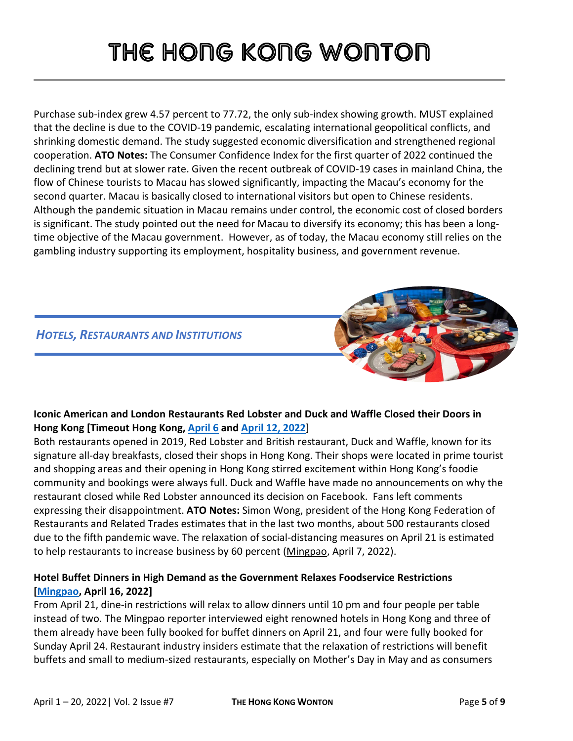Purchase sub-index grew 4.57 percent to 77.72, the only sub-index showing growth. MUST explained that the decline is due to the COVID-19 pandemic, escalating international geopolitical conflicts, and shrinking domestic demand. The study suggested economic diversification and strengthened regional cooperation. **ATO Notes:** The Consumer Confidence Index for the first quarter of 2022 continued the declining trend but at slower rate. Given the recent outbreak of COVID-19 cases in mainland China, the flow of Chinese tourists to Macau has slowed significantly, impacting the Macau's economy for the second quarter. Macau is basically closed to international visitors but open to Chinese residents. Although the pandemic situation in Macau remains under control, the economic cost of closed borders is significant. The study pointed out the need for Macau to diversify its economy; this has been a long-time objective of the Macau government. However, as of today, the Macau economy still relies on the gambling industry supporting its employment, hospitality business, and government revenue.

## *HOTELS, RESTAURANTS AND INSTITUTIONS*

### Iconic American and London Restaurants Red Lobster and Duck and Waffle Closed their Doors in Hong Kong [Timeout Hong Kong, April 6 and April 12, 2022]

Both restaurants opened in 2019, Red Lobster and British restaurant, Duck and Waffle, known for its signature all-day breakfasts, closed their shops in Hong Kong. Their shops were located in prime tourist and shopping areas and their opening in Hong Kong stirred excitement within Hong Kong's foodie community and bookings were always full. Duck and Waffle have made no announcements on why the restaurant closed while Red Lobster announced its decision on Facebook. Fans left comments expressing their disappointment. **ATO Notes:** Simon Wong, president of the Hong Kong Federation of Restaurants and Related Trades estimates that in the last two months, about 500 restaurants closed due to the fifth pandemic wave. The relaxation of social-distancing measures on April 21 is estimated to help restaurants to increase business by 60 percent (Mingpao, April 7, 2022).

### Hotel Buffet Dinners in High Demand as the Government Relaxes Foodservice Restrictions [Mingpao, April 16, 2022]

From April 21, dine-in restrictions will relax to allow dinners until 10 pm and four people per table instead of two. The Mingpao reporter interviewed eight renowned hotels in Hong Kong and three of them already have been fully booked for buffet dinners on April 21, and four were fully booked for Sunday April 24. Restaurant industry insiders estimate that the relaxation of restrictions will benefit buffets and small to medium-sized restaurants, especially on Mother's Day in May and as consumers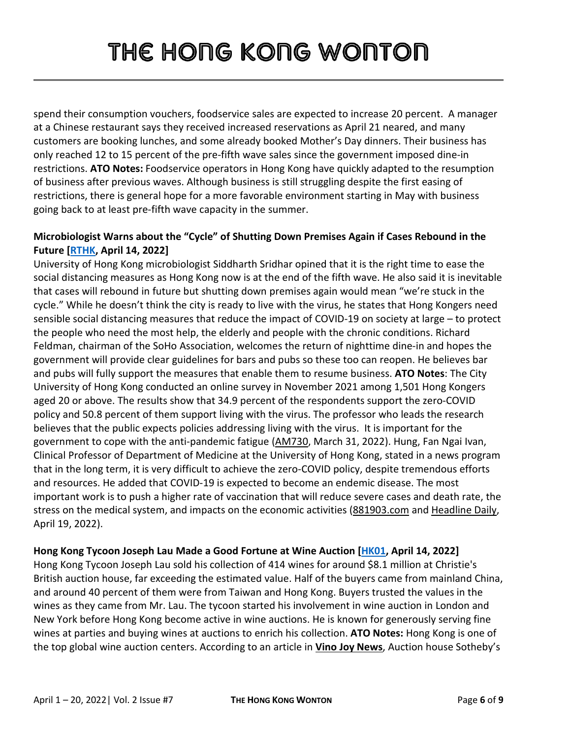spend their consumption vouchers, foodservice sales are expected to increase 20 percent. A manager at a Chinese restaurant says they received increased reservations as April 21 neared, and many customers are booking lunches, and some already booked Mother's Day dinners. Their business has only reached 12 to 15 percent of the pre-fifth wave sales since the government imposed dine-in restrictions. **ATO Notes:** Foodservice operators in Hong Kong have quickly adapted to the resumption of business after previous waves. Although business is still struggling despite the first easing of restrictions, there is general hope for a more favorable environment starting in May with business going back to at least pre-fifth wave capacity in the summer.

**Microbiologist Warns about the "Cycle" of Shutting Down Premises Again if Cases Rebound in the Future [RTHK, April 14, 2022]**

University of Hong Kong microbiologist Siddharth Sridhar opined that it is the right time to ease the social distancing measures as Hong Kong now is at the end of the fifth wave. He also said it is inevitable that cases will rebound in future but shutting down premises again would mean "we're stuck in the cycle." While he doesn't think the city is ready to live with the virus, he states that Hong Kongers need sensible social distancing measures that reduce the impact of COVID-19 on society at large – to protect the people who need the most help, the elderly and people with the chronic conditions. Richard Feldman, chairman of the SoHo Association, welcomes the return of nighttime dine-in and hopes the government will provide clear guidelines for bars and pubs so these too can reopen. He believes bar and pubs will fully support the measures that enable them to resume business. **ATO Notes**: The City University of Hong Kong conducted an online survey in November 2021 among 1,501 Hong Kongers aged 20 or above. The results show that 34.9 percent of the respondents support the zero-COVID policy and 50.8 percent of them support living with the virus. The professor who leads the research believes that the public expects policies addressing living with the virus. It is important for the government to cope with the anti-pandemic fatigue (AM730, March 31, 2022). Hung, Fan Ngai Ivan, Clinical Professor of Department of Medicine at the University of Hong Kong, stated in a news program that in the long term, it is very difficult to achieve the zero-COVID policy, despite tremendous efforts and resources. He added that COVID-19 is expected to become an endemic disease. The most important work is to push a higher rate of vaccination that will reduce severe cases and death rate, the stress on the medical system, and impacts on the economic activities (881903.com and Headline Daily, April 19, 2022).

**Hong Kong Tycoon Joseph Lau Made a Good Fortune at Wine Auction [HK01, April 14, 2022]**

Hong Kong Tycoon Joseph Lau sold his collection of 414 wines for around $8.1 million at Christie's British auction house, far exceeding the estimated value. Half of the buyers came from mainland China, and around 40 percent of them were from Taiwan and Hong Kong. Buyers trusted the values in the wines as they came from Mr. Lau. The tycoon started his involvement in wine auction in London and New York before Hong Kong become active in wine auctions. He is known for generously serving fine wines at parties and buying wines at auctions to enrich his collection. **ATO Notes:** Hong Kong is one of the top global wine auction centers. According to an article in **Vino Joy News**, Auction house Sotheby's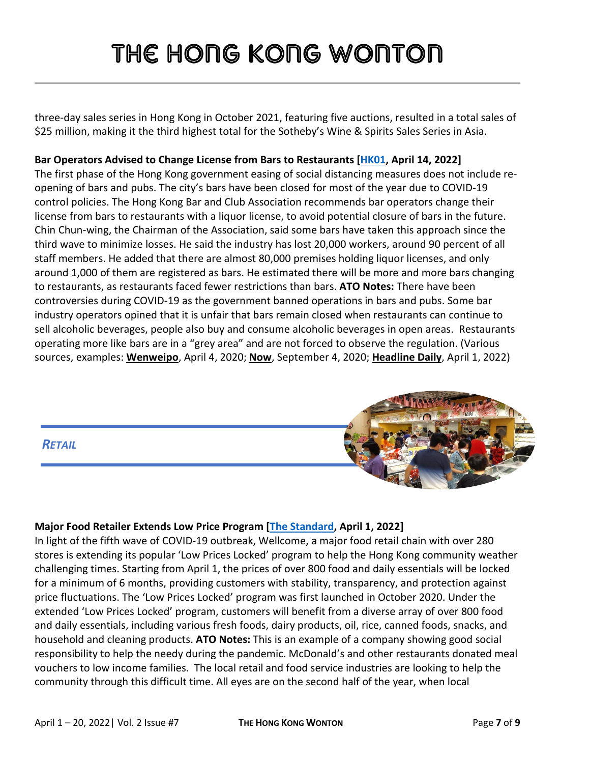three-day sales series in Hong Kong in October 2021, featuring five auctions, resulted in a total sales of $25 million, making it the third highest total for the Sotheby's Wine & Spirits Sales Series in Asia.

**Bar Operators Advised to Change License from Bars to Restaurants [HK01, April 14, 2022]**
The first phase of the Hong Kong government easing of social distancing measures does not include re-opening of bars and pubs. The city's bars have been closed for most of the year due to COVID-19 control policies. The Hong Kong Bar and Club Association recommends bar operators change their license from bars to restaurants with a liquor license, to avoid potential closure of bars in the future. Chin Chun-wing, the Chairman of the Association, said some bars have taken this approach since the third wave to minimize losses. He said the industry has lost 20,000 workers, around 90 percent of all staff members. He added that there are almost 80,000 premises holding liquor licenses, and only around 1,000 of them are registered as bars. He estimated there will be more and more bars changing to restaurants, as restaurants faced fewer restrictions than bars. **ATO Notes:** There have been controversies during COVID-19 as the government banned operations in bars and pubs. Some bar industry operators opined that it is unfair that bars remain closed when restaurants can continue to sell alcoholic beverages, people also buy and consume alcoholic beverages in open areas. Restaurants operating more like bars are in a "grey area" and are not forced to observe the regulation. (Various sources, examples: **Wenweipo**, April 4, 2020; **Now**, September 4, 2020; **Headline Daily**, April 1, 2022)

## *RETAIL*

**Major Food Retailer Extends Low Price Program [The Standard, April 1, 2022]**
In light of the fifth wave of COVID-19 outbreak, Wellcome, a major food retail chain with over 280 stores is extending its popular 'Low Prices Locked' program to help the Hong Kong community weather challenging times. Starting from April 1, the prices of over 800 food and daily essentials will be locked for a minimum of 6 months, providing customers with stability, transparency, and protection against price fluctuations. The 'Low Prices Locked' program was first launched in October 2020. Under the extended 'Low Prices Locked' program, customers will benefit from a diverse array of over 800 food and daily essentials, including various fresh foods, dairy products, oil, rice, canned foods, snacks, and household and cleaning products. **ATO Notes:** This is an example of a company showing good social responsibility to help the needy during the pandemic. McDonald's and other restaurants donated meal vouchers to low income families. The local retail and food service industries are looking to help the community through this difficult time. All eyes are on the second half of the year, when local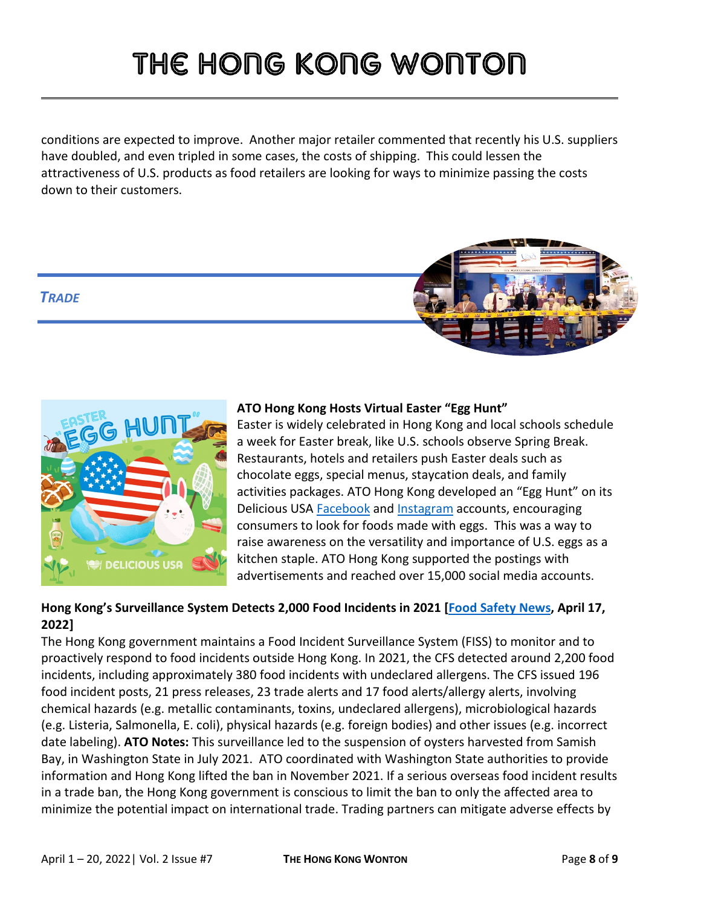conditions are expected to improve. Another major retailer commented that recently his U.S. suppliers have doubled, and even tripled in some cases, the costs of shipping. This could lessen the attractiveness of U.S. products as food retailers are looking for ways to minimize passing the costs down to their customers.

## *TRADE*

### ATO Hong Kong Hosts Virtual Easter "Egg Hunt"

Easter is widely celebrated in Hong Kong and local schools schedule a week for Easter break, like U.S. schools observe Spring Break. Restaurants, hotels and retailers push Easter deals such as chocolate eggs, special menus, staycation deals, and family activities packages. ATO Hong Kong developed an "Egg Hunt" on its Delicious USA Facebook and Instagram accounts, encouraging consumers to look for foods made with eggs. This was a way to raise awareness on the versatility and importance of U.S. eggs as a kitchen staple. ATO Hong Kong supported the postings with advertisements and reached over 15,000 social media accounts.

### Hong Kong's Surveillance System Detects 2,000 Food Incidents in 2021 [Food Safety News, April 17, 2022]

The Hong Kong government maintains a Food Incident Surveillance System (FISS) to monitor and to proactively respond to food incidents outside Hong Kong. In 2021, the CFS detected around 2,200 food incidents, including approximately 380 food incidents with undeclared allergens. The CFS issued 196 food incident posts, 21 press releases, 23 trade alerts and 17 food alerts/allergy alerts, involving chemical hazards (e.g. metallic contaminants, toxins, undeclared allergens), microbiological hazards (e.g. Listeria, Salmonella, E. coli), physical hazards (e.g. foreign bodies) and other issues (e.g. incorrect date labeling). **ATO Notes:** This surveillance led to the suspension of oysters harvested from Samish Bay, in Washington State in July 2021. ATO coordinated with Washington State authorities to provide information and Hong Kong lifted the ban in November 2021. If a serious overseas food incident results in a trade ban, the Hong Kong government is conscious to limit the ban to only the affected area to minimize the potential impact on international trade. Trading partners can mitigate adverse effects by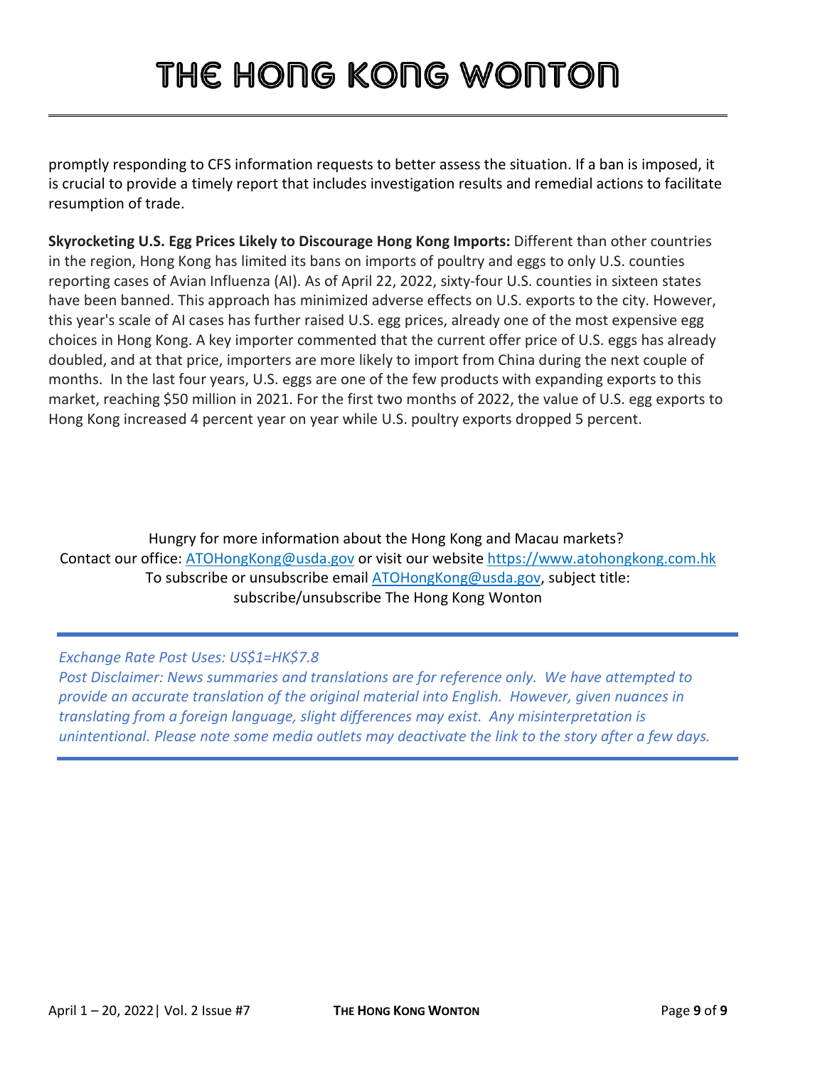promptly responding to CFS information requests to better assess the situation. If a ban is imposed, it is crucial to provide a timely report that includes investigation results and remedial actions to facilitate resumption of trade.

**Skyrocketing U.S. Egg Prices Likely to Discourage Hong Kong Imports:** Different than other countries in the region, Hong Kong has limited its bans on imports of poultry and eggs to only U.S. counties reporting cases of Avian Influenza (AI). As of April 22, 2022, sixty-four U.S. counties in sixteen states have been banned. This approach has minimized adverse effects on U.S. exports to the city. However, this year's scale of AI cases has further raised U.S. egg prices, already one of the most expensive egg choices in Hong Kong. A key importer commented that the current offer price of U.S. eggs has already doubled, and at that price, importers are more likely to import from China during the next couple of months. In the last four years, U.S. eggs are one of the few products with expanding exports to this market, reaching $50 million in 2021. For the first two months of 2022, the value of U.S. egg exports to Hong Kong increased 4 percent year on year while U.S. poultry exports dropped 5 percent.

Hungry for more information about the Hong Kong and Macau markets?
Contact our office: [ATOHongKong@usda.gov](mailto:ATOHongKong@usda.gov) or visit our website [https://www.atohongkong.com.hk](https://www.atohongkong.com.hk)
To subscribe or unsubscribe email [ATOHongKong@usda.gov](mailto:ATOHongKong@usda.gov), subject title: subscribe/unsubscribe The Hong Kong Wonton

---

*Exchange Rate Post Uses: US$1=HK$7.8*
*Post Disclaimer: News summaries and translations are for reference only. We have attempted to provide an accurate translation of the original material into English. However, given nuances in translating from a foreign language, slight differences may exist. Any misinterpretation is unintentional. Please note some media outlets may deactivate the link to the story after a few days.*

---